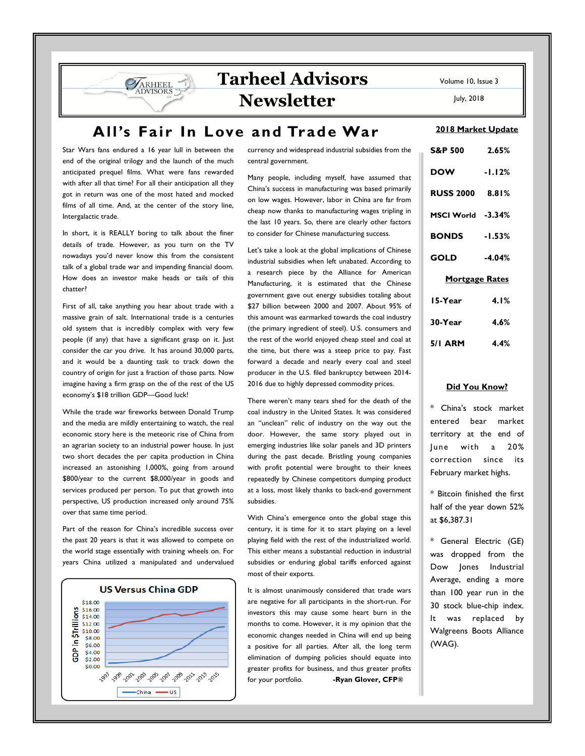# Tarheel Advisors Newsletter

Volume 10, Issue 3

July, 2018

## All's Fair In Love and Trade War

Star Wars fans endured a 16 year lull in between the end of the original trilogy and the launch of the much anticipated prequel films. What were fans rewarded with after all that time? For all their anticipation all they got in return was one of the most hated and mocked films of all time. And, at the center of the story line, Intergalactic trade.

In short, it is REALLY boring to talk about the finer details of trade. However, as you turn on the TV nowadays you'd never know this from the consistent talk of a global trade war and impending financial doom. How does an investor make heads or tails of this chatter?

First of all, take anything you hear about trade with a massive grain of salt. International trade is a centuries old system that is incredibly complex with very few people (if any) that have a significant grasp on it. Just consider the car you drive. It has around 30,000 parts, and it would be a daunting task to track down the country of origin for just a fraction of those parts. Now imagine having a firm grasp on the of the rest of the US economy's $18 trillion GDP—Good luck!

While the trade war fireworks between Donald Trump and the media are mildly entertaining to watch, the real economic story here is the meteoric rise of China from an agrarian society to an industrial power house. In just two short decades the per capita production in China increased an astonishing 1,000%, going from around $800/year to the current $8,000/year in goods and services produced per person. To put that growth into perspective, US production increased only around 75% over that same time period.

Part of the reason for China's incredible success over the past 20 years is that it was allowed to compete on the world stage essentially with training wheels on. For years China utilized a manipulated and undervalued currency and widespread industrial subsidies from the central government.

Many people, including myself, have assumed that China's success in manufacturing was based primarily on low wages. However, labor in China are far from cheap now thanks to manufacturing wages tripling in the last 10 years. So, there are clearly other factors to consider for Chinese manufacturing success.

Let's take a look at the global implications of Chinese industrial subsidies when left unabated. According to a research piece by the Alliance for American Manufacturing, it is estimated that the Chinese government gave out energy subsidies totaling about $27 billion between 2000 and 2007. About 95% of this amount was earmarked towards the coal industry (the primary ingredient of steel). U.S. consumers and the rest of the world enjoyed cheap steel and coal at the time, but there was a steep price to pay. Fast forward a decade and nearly every coal and steel producer in the U.S. filed bankruptcy between 2014-2016 due to highly depressed commodity prices.

There weren't many tears shed for the death of the coal industry in the United States. It was considered an "unclean" relic of industry on the way out the door. However, the same story played out in emerging industries like solar panels and 3D printers during the past decade. Bristling young companies with profit potential were brought to their knees repeatedly by Chinese competitors dumping product at a loss, most likely thanks to back-end government subsidies.

With China's emergence onto the global stage this century, it is time for it to start playing on a level playing field with the rest of the industrialized world. This either means a substantial reduction in industrial subsidies or enduring global tariffs enforced against most of their exports.

It is almost unanimously considered that trade wars are negative for all participants in the short-run. For investors this may cause some heart burn in the months to come. However, it is my opinion that the economic changes needed in China will end up being a positive for all parties. After all, the long term elimination of dumping policies should equate into greater profits for business, and thus greater profits for your portfolio.

**-Ryan Glover, CFP®**

**US Versus China GDP**

(Chart: GDP in $Trillions, 1997–2015; series: China, US)

### 2018 Market Update

| | |
|---|---|
| **S&P 500** | **2.65%** |
| **DOW** | **-1.12%** |
| **RUSS 2000** | **8.81%** |
| **MSCI World** | **-3.34%** |
| **BONDS** | **-1.53%** |
| **GOLD** | **-4.04%** |

### Mortgage Rates

| | |
|---|---|
| **15-Year** | **4.1%** |
| **30-Year** | **4.6%** |
| **5/1 ARM** | **4.4%** |

### Did You Know?

* China's stock market entered bear market territory at the end of June with a 20% correction since its February market highs.

* Bitcoin finished the first half of the year down 52% at $6,387.31

* General Electric (GE) was dropped from the Dow Jones Industrial Average, ending a more than 100 year run in the 30 stock blue-chip index. It was replaced by Walgreens Boots Alliance (WAG).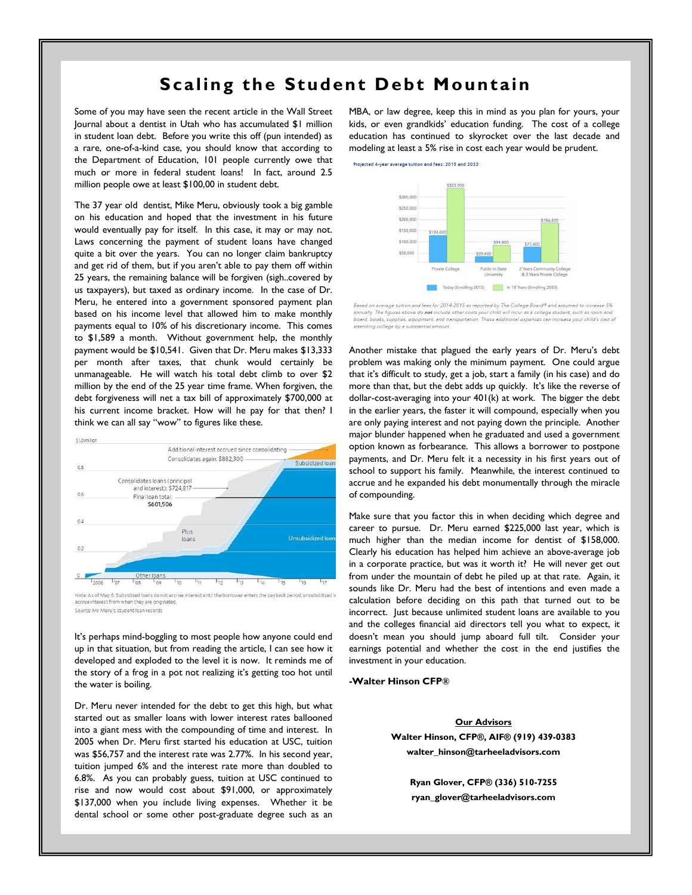# Scaling the Student Debt Mountain

Some of you may have seen the recent article in the Wall Street Journal about a dentist in Utah who has accumulated $1 million in student loan debt. Before you write this off (pun intended) as a rare, one-of-a-kind case, you should know that according to the Department of Education, 101 people currently owe that much or more in federal student loans! In fact, around 2.5 million people owe at least $100,00 in student debt.

The 37 year old dentist, Mike Meru, obviously took a big gamble on his education and hoped that the investment in his future would eventually pay for itself. In this case, it may or may not. Laws concerning the payment of student loans have changed quite a bit over the years. You can no longer claim bankruptcy and get rid of them, but if you aren't able to pay them off within 25 years, the remaining balance will be forgiven (sigh..covered by us taxpayers), but taxed as ordinary income. In the case of Dr. Meru, he entered into a government sponsored payment plan based on his income level that allowed him to make monthly payments equal to 10% of his discretionary income. This comes to $1,589 a month. Without government help, the monthly payment would be $10,541. Given that Dr. Meru makes $13,333 per month after taxes, that chunk would certainly be unmanageable. He will watch his total debt climb to over $2 million by the end of the 25 year time frame. When forgiven, the debt forgiveness will net a tax bill of approximately $700,000 at his current income bracket. How will he pay for that then? I think we can all say "wow" to figures like these.

$1.0 million
0.8
0.6
0.4
0.2
0
2006 '07 '08 '09 '10 '11 '12 '13 '14 '15 '16 '17

Additional interest accrued since consolidating
Consolidates again: $882,300
Subsidized loans
Consolidates loans (principal and interest): $724,817
Final loan total: $601,506
Plus loans
Unsubsidized loans
Other loans

Note: As of May 6. Subsidized loans do not accrue interest until the borrower enters the payback period; unsubsidized loans accrue interest from when they are originated.
Source: Mr. Meru's student loan records

It's perhaps mind-boggling to most people how anyone could end up in that situation, but from reading the article, I can see how it developed and exploded to the level it is now. It reminds me of the story of a frog in a pot not realizing it's getting too hot until the water is boiling.

Dr. Meru never intended for the debt to get this high, but what started out as smaller loans with lower interest rates ballooned into a giant mess with the compounding of time and interest. In 2005 when Dr. Meru first started his education at USC, tuition was $56,757 and the interest rate was 2.77%. In his second year, tuition jumped 6% and the interest rate more than doubled to 6.8%. As you can probably guess, tuition at USC continued to rise and now would cost about $91,000, or approximately $137,000 when you include living expenses. Whether it be dental school or some other post-graduate degree such as an MBA, or law degree, keep this in mind as you plan for yours, your kids, or even grandkids' education funding. The cost of a college education has continued to skyrocket over the last decade and modeling at least a 5% rise in cost each year would be prudent.

Projected 4-year average tuition and fees: 2015 and 2033

$300,000
$250,000
$200,000
$150,000
$100,000
$50,000

Private College: $134,600 / $323,900
Public In-State University: $39,400 / $94,800
2 Years Community College & 2 Years Private College: $77,400 / $186,400

Today (Enrolling 2015) | In 18 Years (Enrolling 2033)

*Based on average tuition and fees for 2014-2015 as reported by The College Board® and assumed to increase 5% annually. The figures above do **not** include other costs your child will incur as a college student, such as room and board, books, supplies, equipment, and transportation. These additional expenses can increase your child's cost of attending college by a substantial amount.*

Another mistake that plagued the early years of Dr. Meru's debt problem was making only the minimum payment. One could argue that it's difficult to study, get a job, start a family (in his case) and do more than that, but the debt adds up quickly. It's like the reverse of dollar-cost-averaging into your 401(k) at work. The bigger the debt in the earlier years, the faster it will compound, especially when you are only paying interest and not paying down the principle. Another major blunder happened when he graduated and used a government option known as forbearance. This allows a borrower to postpone payments, and Dr. Meru felt it a necessity in his first years out of school to support his family. Meanwhile, the interest continued to accrue and he expanded his debt monumentally through the miracle of compounding.

Make sure that you factor this in when deciding which degree and career to pursue. Dr. Meru earned $225,000 last year, which is much higher than the median income for dentist of $158,000. Clearly his education has helped him achieve an above-average job in a corporate practice, but was it worth it? He will never get out from under the mountain of debt he piled up at that rate. Again, it sounds like Dr. Meru had the best of intentions and even made a calculation before deciding on this path that turned out to be incorrect. Just because unlimited student loans are available to you and the colleges financial aid directors tell you what to expect, it doesn't mean you should jump aboard full tilt. Consider your earnings potential and whether the cost in the end justifies the investment in your education.

**-Walter Hinson CFP®**

**Our Advisors**

**Walter Hinson, CFP®, AIF® (919) 439-0383**
**walter_hinson@tarheeladvisors.com**

**Ryan Glover, CFP® (336) 510-7255**
**ryan_glover@tarheeladvisors.com**